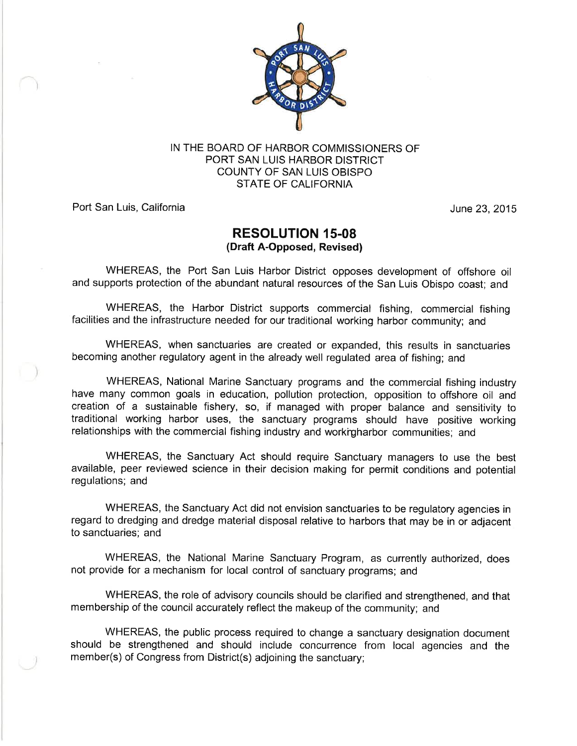IN THE BOARD OF HARBOR COMMISSIONERS OF
PORT SAN LUIS HARBOR DISTRICT
COUNTY OF SAN LUIS OBISPO
STATE OF CALIFORNIA

Port San Luis, California June 23, 2015

# RESOLUTION 15-08
**(Draft A-Opposed, Revised)**

WHEREAS, the Port San Luis Harbor District opposes development of offshore oil and supports protection of the abundant natural resources of the San Luis Obispo coast; and

WHEREAS, the Harbor District supports commercial fishing, commercial fishing facilities and the infrastructure needed for our traditional working harbor community; and

WHEREAS, when sanctuaries are created or expanded, this results in sanctuaries becoming another regulatory agent in the already well regulated area of fishing; and

WHEREAS, National Marine Sanctuary programs and the commercial fishing industry have many common goals in education, pollution protection, opposition to offshore oil and creation of a sustainable fishery, so, if managed with proper balance and sensitivity to traditional working harbor uses, the sanctuary programs should have positive working relationships with the commercial fishing industry and workingharbor communities; and

WHEREAS, the Sanctuary Act should require Sanctuary managers to use the best available, peer reviewed science in their decision making for permit conditions and potential regulations; and

WHEREAS, the Sanctuary Act did not envision sanctuaries to be regulatory agencies in regard to dredging and dredge material disposal relative to harbors that may be in or adjacent to sanctuaries; and

WHEREAS, the National Marine Sanctuary Program, as currently authorized, does not provide for a mechanism for local control of sanctuary programs; and

WHEREAS, the role of advisory councils should be clarified and strengthened, and that membership of the council accurately reflect the makeup of the community; and

WHEREAS, the public process required to change a sanctuary designation document should be strengthened and should include concurrence from local agencies and the member(s) of Congress from District(s) adjoining the sanctuary;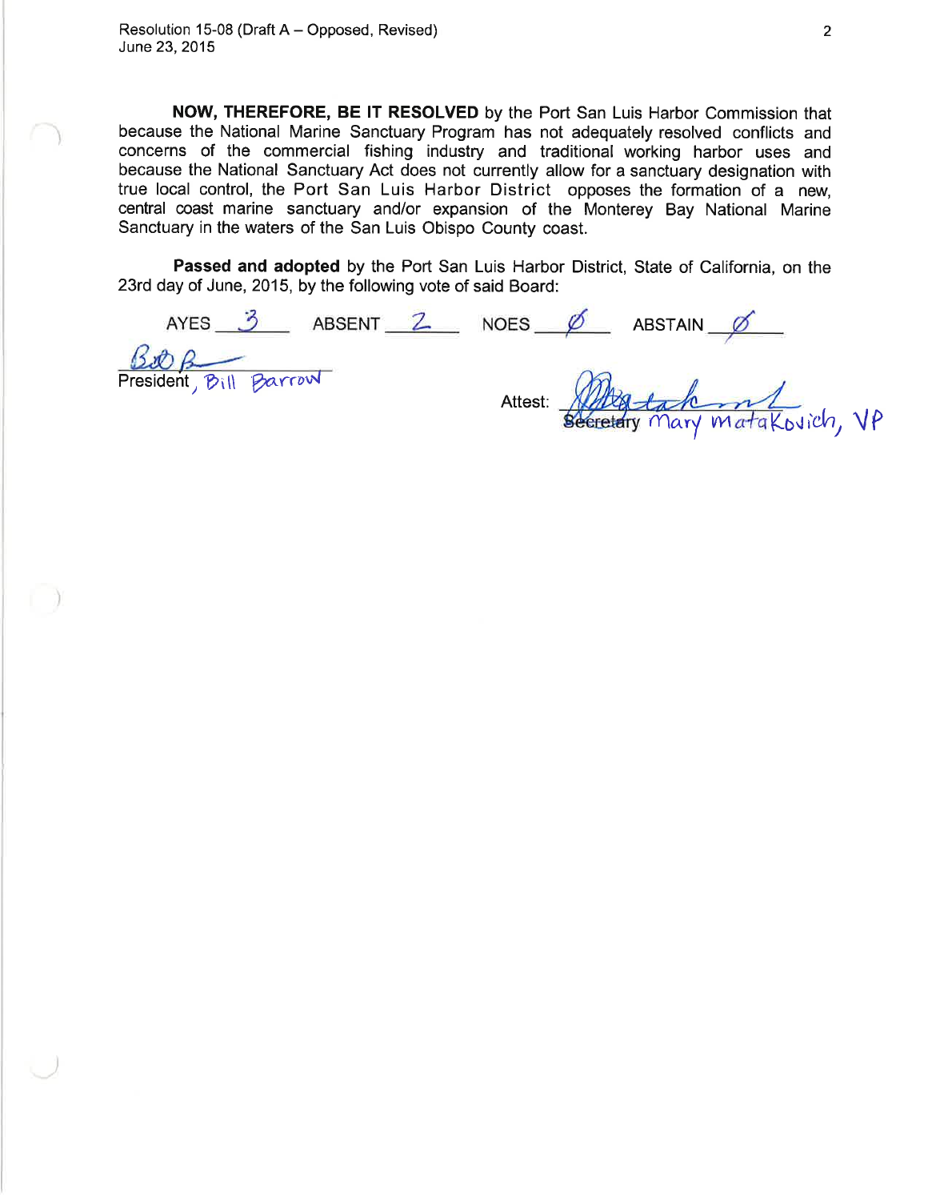**NOW, THEREFORE, BE IT RESOLVED** by the Port San Luis Harbor Commission that because the National Marine Sanctuary Program has not adequately resolved conflicts and concerns of the commercial fishing industry and traditional working harbor uses and because the National Sanctuary Act does not currently allow for a sanctuary designation with true local control, the Port San Luis Harbor District opposes the formation of a new, central coast marine sanctuary and/or expansion of the Monterey Bay National Marine Sanctuary in the waters of the San Luis Obispo County coast.

**Passed and adopted** by the Port San Luis Harbor District, State of California, on the 23rd day of June, 2015, by the following vote of said Board:

AYES 3 ABSENT 2 NOES Ø ABSTAIN Ø

President, Bill Barrow

Attest: ~~Secretary~~ Mary Matakovich, VP